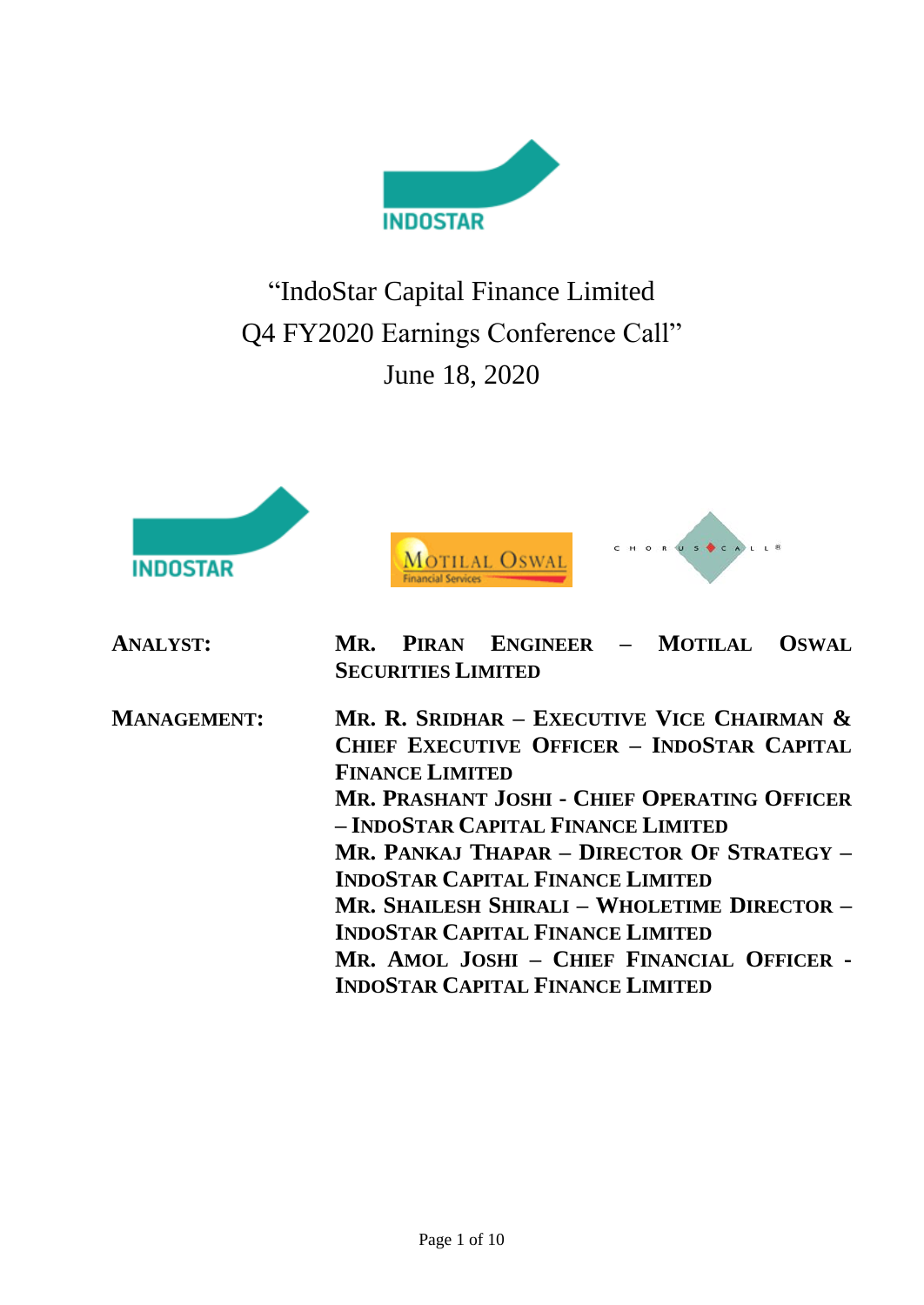# "IndoStar Capital Finance Limited Q4 FY2020 Earnings Conference Call"

June 18, 2020

**ANALYST:** **MR. PIRAN ENGINEER – MOTILAL OSWAL SECURITIES LIMITED**

**MANAGEMENT:** **MR. R. SRIDHAR – EXECUTIVE VICE CHAIRMAN & CHIEF EXECUTIVE OFFICER – INDOSTAR CAPITAL FINANCE LIMITED**

**MR. PRASHANT JOSHI - CHIEF OPERATING OFFICER – INDOSTAR CAPITAL FINANCE LIMITED**

**MR. PANKAJ THAPAR – DIRECTOR OF STRATEGY – INDOSTAR CAPITAL FINANCE LIMITED**

**MR. SHAILESH SHIRALI – WHOLETIME DIRECTOR – INDOSTAR CAPITAL FINANCE LIMITED**

**MR. AMOL JOSHI – CHIEF FINANCIAL OFFICER - INDOSTAR CAPITAL FINANCE LIMITED**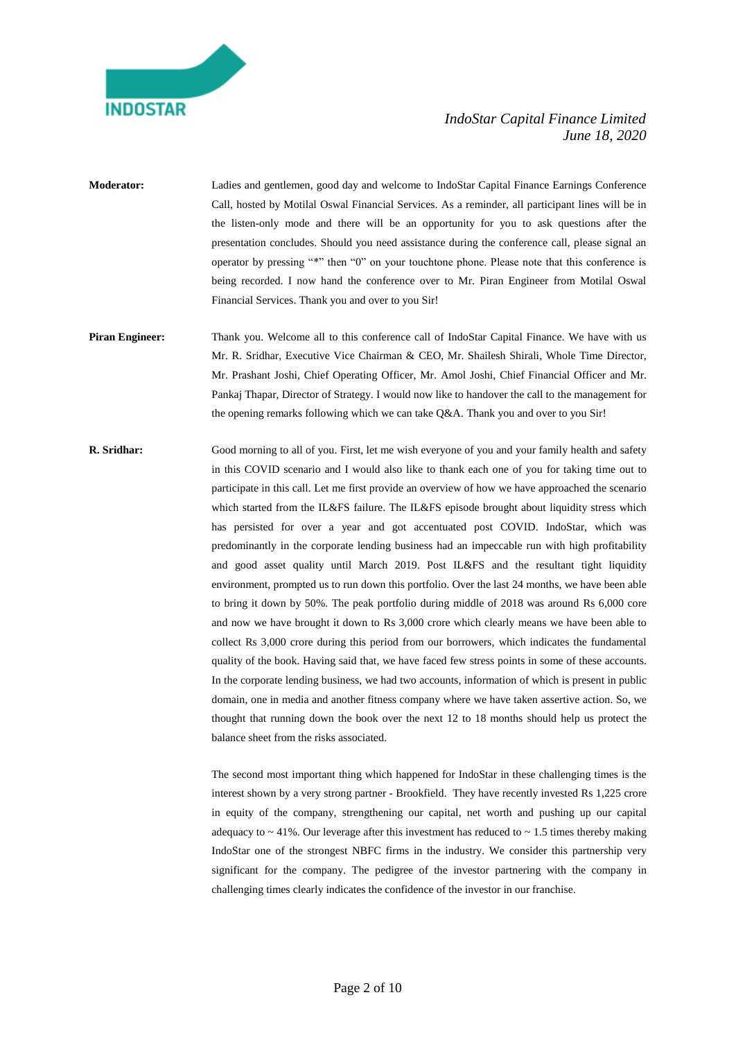**Moderator:** Ladies and gentlemen, good day and welcome to IndoStar Capital Finance Earnings Conference Call, hosted by Motilal Oswal Financial Services. As a reminder, all participant lines will be in the listen-only mode and there will be an opportunity for you to ask questions after the presentation concludes. Should you need assistance during the conference call, please signal an operator by pressing "*" then "0" on your touchtone phone. Please note that this conference is being recorded. I now hand the conference over to Mr. Piran Engineer from Motilal Oswal Financial Services. Thank you and over to you Sir!

**Piran Engineer:** Thank you. Welcome all to this conference call of IndoStar Capital Finance. We have with us Mr. R. Sridhar, Executive Vice Chairman & CEO, Mr. Shailesh Shirali, Whole Time Director, Mr. Prashant Joshi, Chief Operating Officer, Mr. Amol Joshi, Chief Financial Officer and Mr. Pankaj Thapar, Director of Strategy. I would now like to handover the call to the management for the opening remarks following which we can take Q&A. Thank you and over to you Sir!

**R. Sridhar:** Good morning to all of you. First, let me wish everyone of you and your family health and safety in this COVID scenario and I would also like to thank each one of you for taking time out to participate in this call. Let me first provide an overview of how we have approached the scenario which started from the IL&FS failure. The IL&FS episode brought about liquidity stress which has persisted for over a year and got accentuated post COVID. IndoStar, which was predominantly in the corporate lending business had an impeccable run with high profitability and good asset quality until March 2019. Post IL&FS and the resultant tight liquidity environment, prompted us to run down this portfolio. Over the last 24 months, we have been able to bring it down by 50%. The peak portfolio during middle of 2018 was around Rs 6,000 core and now we have brought it down to Rs 3,000 crore which clearly means we have been able to collect Rs 3,000 crore during this period from our borrowers, which indicates the fundamental quality of the book. Having said that, we have faced few stress points in some of these accounts. In the corporate lending business, we had two accounts, information of which is present in public domain, one in media and another fitness company where we have taken assertive action. So, we thought that running down the book over the next 12 to 18 months should help us protect the balance sheet from the risks associated.

The second most important thing which happened for IndoStar in these challenging times is the interest shown by a very strong partner - Brookfield. They have recently invested Rs 1,225 crore in equity of the company, strengthening our capital, net worth and pushing up our capital adequacy to ~ 41%. Our leverage after this investment has reduced to ~ 1.5 times thereby making IndoStar one of the strongest NBFC firms in the industry. We consider this partnership very significant for the company. The pedigree of the investor partnering with the company in challenging times clearly indicates the confidence of the investor in our franchise.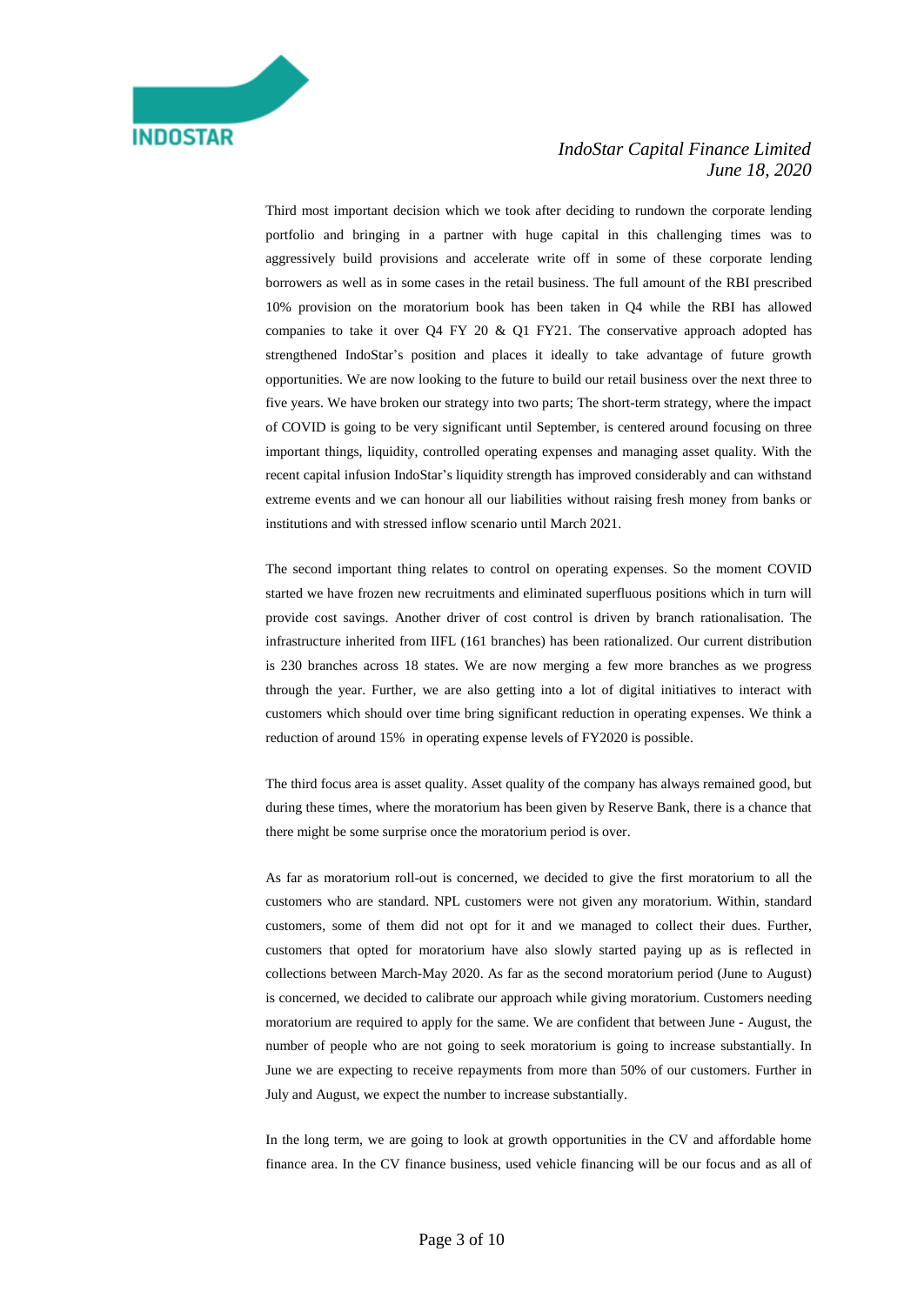Third most important decision which we took after deciding to rundown the corporate lending portfolio and bringing in a partner with huge capital in this challenging times was to aggressively build provisions and accelerate write off in some of these corporate lending borrowers as well as in some cases in the retail business. The full amount of the RBI prescribed 10% provision on the moratorium book has been taken in Q4 while the RBI has allowed companies to take it over Q4 FY 20 & Q1 FY21. The conservative approach adopted has strengthened IndoStar's position and places it ideally to take advantage of future growth opportunities. We are now looking to the future to build our retail business over the next three to five years. We have broken our strategy into two parts; The short-term strategy, where the impact of COVID is going to be very significant until September, is centered around focusing on three important things, liquidity, controlled operating expenses and managing asset quality. With the recent capital infusion IndoStar's liquidity strength has improved considerably and can withstand extreme events and we can honour all our liabilities without raising fresh money from banks or institutions and with stressed inflow scenario until March 2021.

The second important thing relates to control on operating expenses. So the moment COVID started we have frozen new recruitments and eliminated superfluous positions which in turn will provide cost savings. Another driver of cost control is driven by branch rationalisation. The infrastructure inherited from IIFL (161 branches) has been rationalized. Our current distribution is 230 branches across 18 states. We are now merging a few more branches as we progress through the year. Further, we are also getting into a lot of digital initiatives to interact with customers which should over time bring significant reduction in operating expenses. We think a reduction of around 15% in operating expense levels of FY2020 is possible.

The third focus area is asset quality. Asset quality of the company has always remained good, but during these times, where the moratorium has been given by Reserve Bank, there is a chance that there might be some surprise once the moratorium period is over.

As far as moratorium roll-out is concerned, we decided to give the first moratorium to all the customers who are standard. NPL customers were not given any moratorium. Within, standard customers, some of them did not opt for it and we managed to collect their dues. Further, customers that opted for moratorium have also slowly started paying up as is reflected in collections between March-May 2020. As far as the second moratorium period (June to August) is concerned, we decided to calibrate our approach while giving moratorium. Customers needing moratorium are required to apply for the same. We are confident that between June - August, the number of people who are not going to seek moratorium is going to increase substantially. In June we are expecting to receive repayments from more than 50% of our customers. Further in July and August, we expect the number to increase substantially.

In the long term, we are going to look at growth opportunities in the CV and affordable home finance area. In the CV finance business, used vehicle financing will be our focus and as all of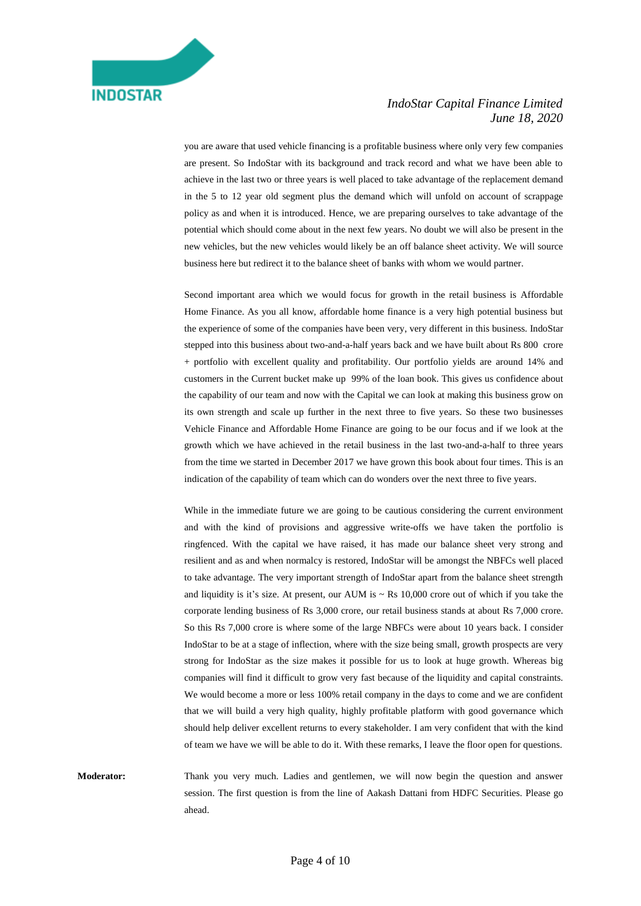you are aware that used vehicle financing is a profitable business where only very few companies are present. So IndoStar with its background and track record and what we have been able to achieve in the last two or three years is well placed to take advantage of the replacement demand in the 5 to 12 year old segment plus the demand which will unfold on account of scrappage policy as and when it is introduced. Hence, we are preparing ourselves to take advantage of the potential which should come about in the next few years. No doubt we will also be present in the new vehicles, but the new vehicles would likely be an off balance sheet activity. We will source business here but redirect it to the balance sheet of banks with whom we would partner.

Second important area which we would focus for growth in the retail business is Affordable Home Finance. As you all know, affordable home finance is a very high potential business but the experience of some of the companies have been very, very different in this business. IndoStar stepped into this business about two-and-a-half years back and we have built about Rs 800 crore + portfolio with excellent quality and profitability. Our portfolio yields are around 14% and customers in the Current bucket make up 99% of the loan book. This gives us confidence about the capability of our team and now with the Capital we can look at making this business grow on its own strength and scale up further in the next three to five years. So these two businesses Vehicle Finance and Affordable Home Finance are going to be our focus and if we look at the growth which we have achieved in the retail business in the last two-and-a-half to three years from the time we started in December 2017 we have grown this book about four times. This is an indication of the capability of team which can do wonders over the next three to five years.

While in the immediate future we are going to be cautious considering the current environment and with the kind of provisions and aggressive write-offs we have taken the portfolio is ringfenced. With the capital we have raised, it has made our balance sheet very strong and resilient and as and when normalcy is restored, IndoStar will be amongst the NBFCs well placed to take advantage. The very important strength of IndoStar apart from the balance sheet strength and liquidity is it's size. At present, our AUM is ~ Rs 10,000 crore out of which if you take the corporate lending business of Rs 3,000 crore, our retail business stands at about Rs 7,000 crore. So this Rs 7,000 crore is where some of the large NBFCs were about 10 years back. I consider IndoStar to be at a stage of inflection, where with the size being small, growth prospects are very strong for IndoStar as the size makes it possible for us to look at huge growth. Whereas big companies will find it difficult to grow very fast because of the liquidity and capital constraints. We would become a more or less 100% retail company in the days to come and we are confident that we will build a very high quality, highly profitable platform with good governance which should help deliver excellent returns to every stakeholder. I am very confident that with the kind of team we have we will be able to do it. With these remarks, I leave the floor open for questions.

**Moderator:** Thank you very much. Ladies and gentlemen, we will now begin the question and answer session. The first question is from the line of Aakash Dattani from HDFC Securities. Please go ahead.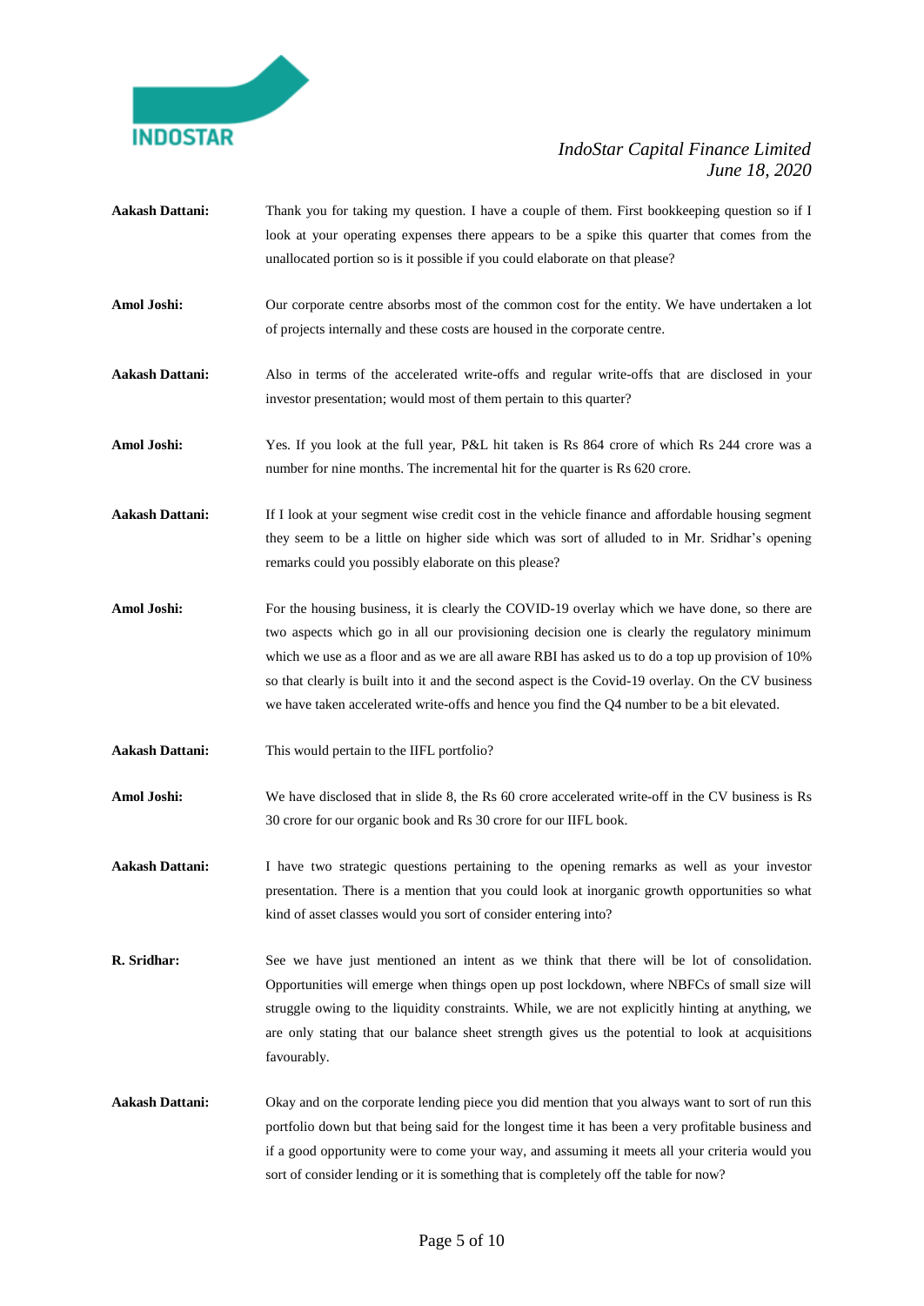**Aakash Dattani:** Thank you for taking my question. I have a couple of them. First bookkeeping question so if I look at your operating expenses there appears to be a spike this quarter that comes from the unallocated portion so is it possible if you could elaborate on that please?

**Amol Joshi:** Our corporate centre absorbs most of the common cost for the entity. We have undertaken a lot of projects internally and these costs are housed in the corporate centre.

**Aakash Dattani:** Also in terms of the accelerated write-offs and regular write-offs that are disclosed in your investor presentation; would most of them pertain to this quarter?

**Amol Joshi:** Yes. If you look at the full year, P&L hit taken is Rs 864 crore of which Rs 244 crore was a number for nine months. The incremental hit for the quarter is Rs 620 crore.

**Aakash Dattani:** If I look at your segment wise credit cost in the vehicle finance and affordable housing segment they seem to be a little on higher side which was sort of alluded to in Mr. Sridhar's opening remarks could you possibly elaborate on this please?

**Amol Joshi:** For the housing business, it is clearly the COVID-19 overlay which we have done, so there are two aspects which go in all our provisioning decision one is clearly the regulatory minimum which we use as a floor and as we are all aware RBI has asked us to do a top up provision of 10% so that clearly is built into it and the second aspect is the Covid-19 overlay. On the CV business we have taken accelerated write-offs and hence you find the Q4 number to be a bit elevated.

**Aakash Dattani:** This would pertain to the IIFL portfolio?

**Amol Joshi:** We have disclosed that in slide 8, the Rs 60 crore accelerated write-off in the CV business is Rs 30 crore for our organic book and Rs 30 crore for our IIFL book.

**Aakash Dattani:** I have two strategic questions pertaining to the opening remarks as well as your investor presentation. There is a mention that you could look at inorganic growth opportunities so what kind of asset classes would you sort of consider entering into?

**R. Sridhar:** See we have just mentioned an intent as we think that there will be lot of consolidation. Opportunities will emerge when things open up post lockdown, where NBFCs of small size will struggle owing to the liquidity constraints. While, we are not explicitly hinting at anything, we are only stating that our balance sheet strength gives us the potential to look at acquisitions favourably.

**Aakash Dattani:** Okay and on the corporate lending piece you did mention that you always want to sort of run this portfolio down but that being said for the longest time it has been a very profitable business and if a good opportunity were to come your way, and assuming it meets all your criteria would you sort of consider lending or it is something that is completely off the table for now?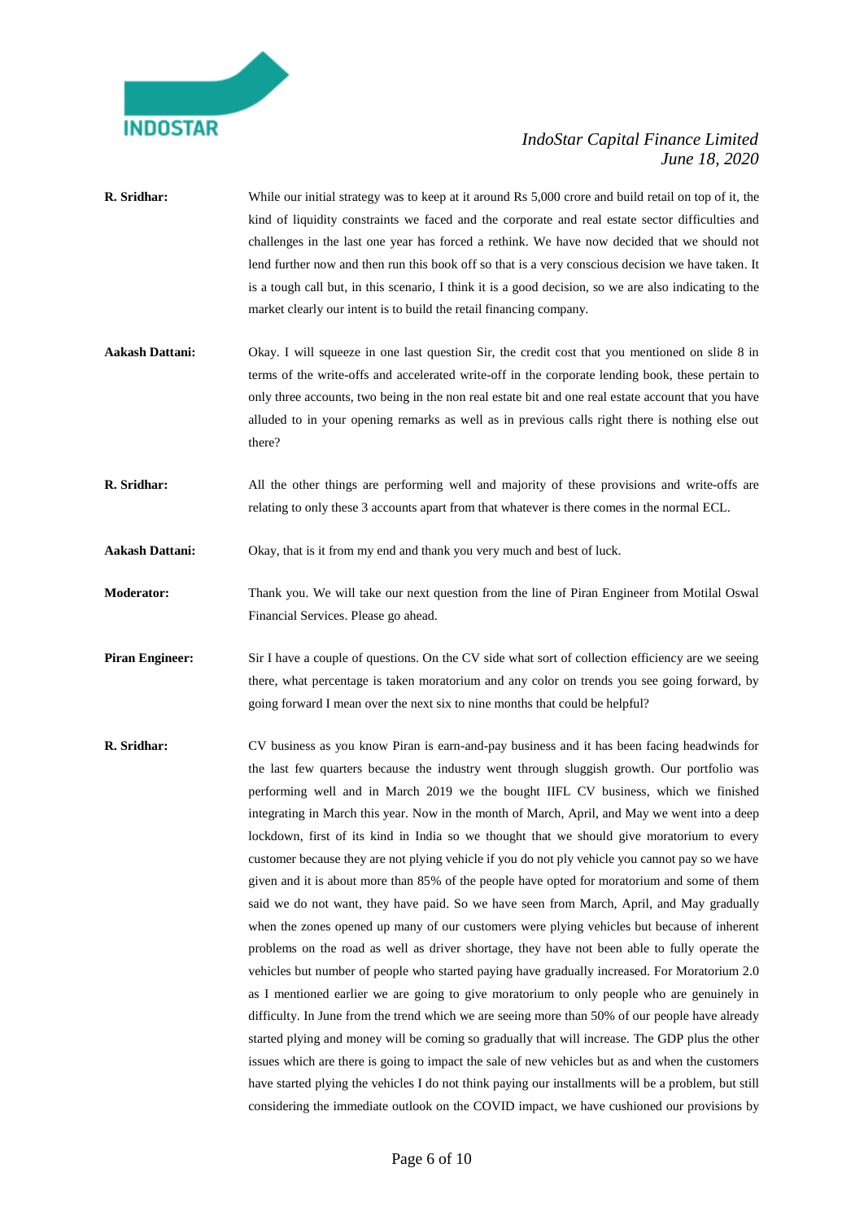**R. Sridhar:** While our initial strategy was to keep at it around Rs 5,000 crore and build retail on top of it, the kind of liquidity constraints we faced and the corporate and real estate sector difficulties and challenges in the last one year has forced a rethink. We have now decided that we should not lend further now and then run this book off so that is a very conscious decision we have taken. It is a tough call but, in this scenario, I think it is a good decision, so we are also indicating to the market clearly our intent is to build the retail financing company.

**Aakash Dattani:** Okay. I will squeeze in one last question Sir, the credit cost that you mentioned on slide 8 in terms of the write-offs and accelerated write-off in the corporate lending book, these pertain to only three accounts, two being in the non real estate bit and one real estate account that you have alluded to in your opening remarks as well as in previous calls right there is nothing else out there?

**R. Sridhar:** All the other things are performing well and majority of these provisions and write-offs are relating to only these 3 accounts apart from that whatever is there comes in the normal ECL.

**Aakash Dattani:** Okay, that is it from my end and thank you very much and best of luck.

**Moderator:** Thank you. We will take our next question from the line of Piran Engineer from Motilal Oswal Financial Services. Please go ahead.

**Piran Engineer:** Sir I have a couple of questions. On the CV side what sort of collection efficiency are we seeing there, what percentage is taken moratorium and any color on trends you see going forward, by going forward I mean over the next six to nine months that could be helpful?

**R. Sridhar:** CV business as you know Piran is earn-and-pay business and it has been facing headwinds for the last few quarters because the industry went through sluggish growth. Our portfolio was performing well and in March 2019 we the bought IIFL CV business, which we finished integrating in March this year. Now in the month of March, April, and May we went into a deep lockdown, first of its kind in India so we thought that we should give moratorium to every customer because they are not plying vehicle if you do not ply vehicle you cannot pay so we have given and it is about more than 85% of the people have opted for moratorium and some of them said we do not want, they have paid. So we have seen from March, April, and May gradually when the zones opened up many of our customers were plying vehicles but because of inherent problems on the road as well as driver shortage, they have not been able to fully operate the vehicles but number of people who started paying have gradually increased. For Moratorium 2.0 as I mentioned earlier we are going to give moratorium to only people who are genuinely in difficulty. In June from the trend which we are seeing more than 50% of our people have already started plying and money will be coming so gradually that will increase. The GDP plus the other issues which are there is going to impact the sale of new vehicles but as and when the customers have started plying the vehicles I do not think paying our installments will be a problem, but still considering the immediate outlook on the COVID impact, we have cushioned our provisions by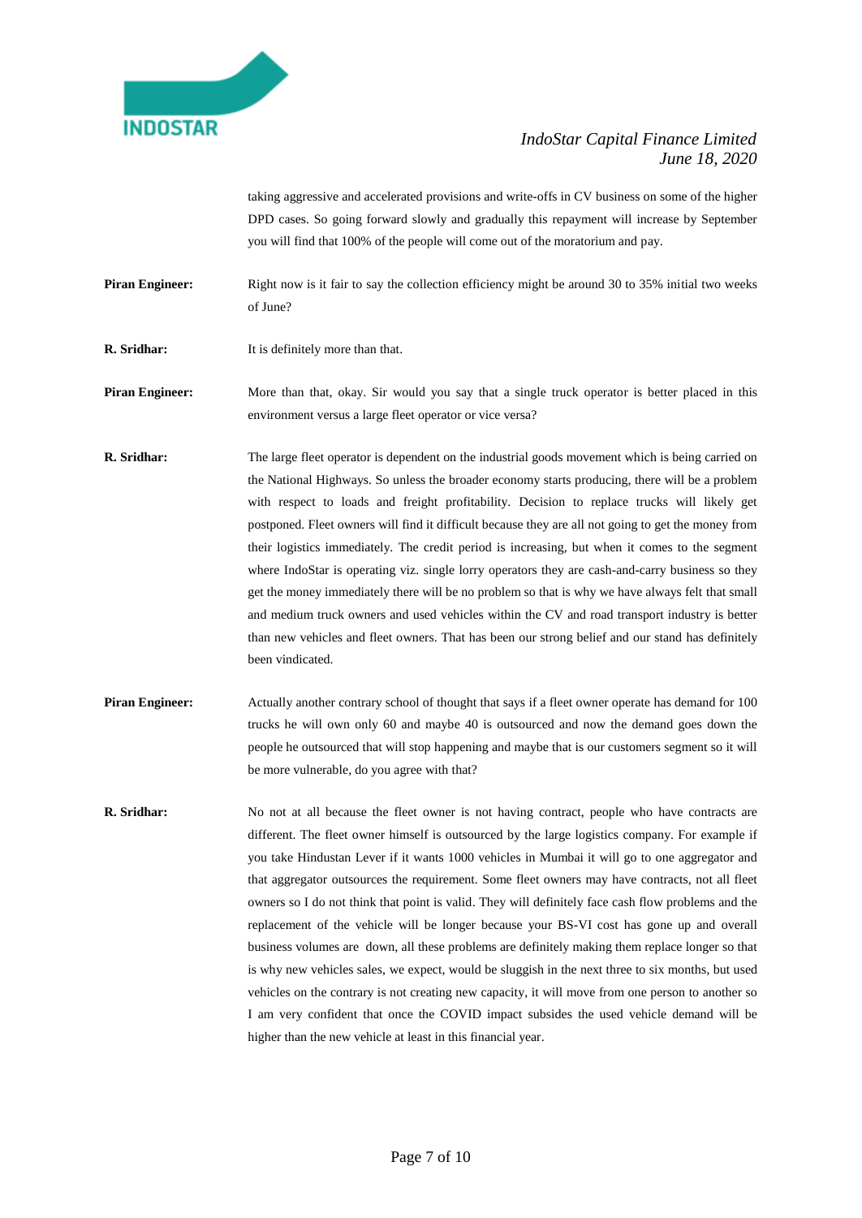taking aggressive and accelerated provisions and write-offs in CV business on some of the higher DPD cases. So going forward slowly and gradually this repayment will increase by September you will find that 100% of the people will come out of the moratorium and pay.

**Piran Engineer:** Right now is it fair to say the collection efficiency might be around 30 to 35% initial two weeks of June?

**R. Sridhar:** It is definitely more than that.

**Piran Engineer:** More than that, okay. Sir would you say that a single truck operator is better placed in this environment versus a large fleet operator or vice versa?

**R. Sridhar:** The large fleet operator is dependent on the industrial goods movement which is being carried on the National Highways. So unless the broader economy starts producing, there will be a problem with respect to loads and freight profitability. Decision to replace trucks will likely get postponed. Fleet owners will find it difficult because they are all not going to get the money from their logistics immediately. The credit period is increasing, but when it comes to the segment where IndoStar is operating viz. single lorry operators they are cash-and-carry business so they get the money immediately there will be no problem so that is why we have always felt that small and medium truck owners and used vehicles within the CV and road transport industry is better than new vehicles and fleet owners. That has been our strong belief and our stand has definitely been vindicated.

**Piran Engineer:** Actually another contrary school of thought that says if a fleet owner operate has demand for 100 trucks he will own only 60 and maybe 40 is outsourced and now the demand goes down the people he outsourced that will stop happening and maybe that is our customers segment so it will be more vulnerable, do you agree with that?

**R. Sridhar:** No not at all because the fleet owner is not having contract, people who have contracts are different. The fleet owner himself is outsourced by the large logistics company. For example if you take Hindustan Lever if it wants 1000 vehicles in Mumbai it will go to one aggregator and that aggregator outsources the requirement. Some fleet owners may have contracts, not all fleet owners so I do not think that point is valid. They will definitely face cash flow problems and the replacement of the vehicle will be longer because your BS-VI cost has gone up and overall business volumes are down, all these problems are definitely making them replace longer so that is why new vehicles sales, we expect, would be sluggish in the next three to six months, but used vehicles on the contrary is not creating new capacity, it will move from one person to another so I am very confident that once the COVID impact subsides the used vehicle demand will be higher than the new vehicle at least in this financial year.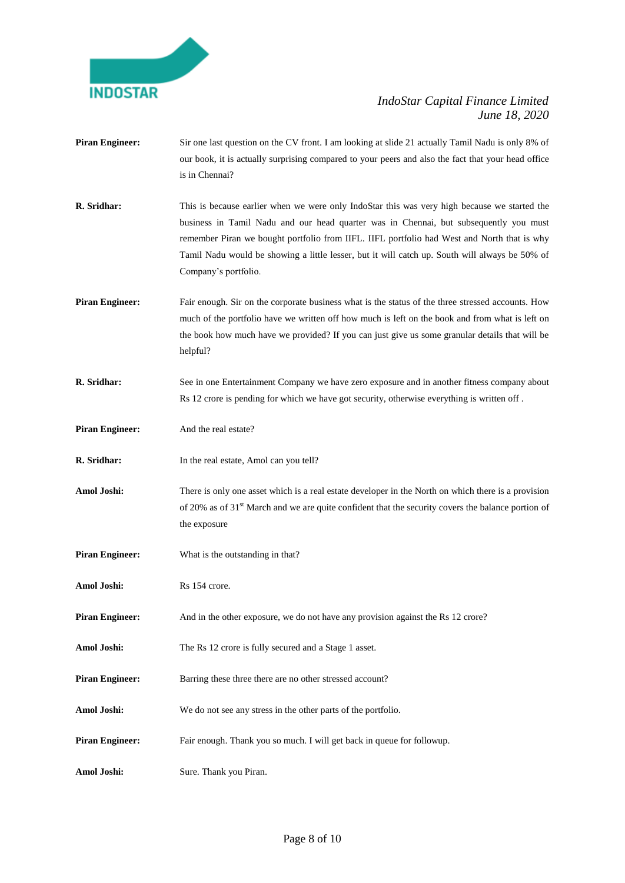**Piran Engineer:** Sir one last question on the CV front. I am looking at slide 21 actually Tamil Nadu is only 8% of our book, it is actually surprising compared to your peers and also the fact that your head office is in Chennai?

**R. Sridhar:** This is because earlier when we were only IndoStar this was very high because we started the business in Tamil Nadu and our head quarter was in Chennai, but subsequently you must remember Piran we bought portfolio from IIFL. IIFL portfolio had West and North that is why Tamil Nadu would be showing a little lesser, but it will catch up. South will always be 50% of Company's portfolio.

**Piran Engineer:** Fair enough. Sir on the corporate business what is the status of the three stressed accounts. How much of the portfolio have we written off how much is left on the book and from what is left on the book how much have we provided? If you can just give us some granular details that will be helpful?

**R. Sridhar:** See in one Entertainment Company we have zero exposure and in another fitness company about Rs 12 crore is pending for which we have got security, otherwise everything is written off .

**Piran Engineer:** And the real estate?

**R. Sridhar:** In the real estate, Amol can you tell?

**Amol Joshi:** There is only one asset which is a real estate developer in the North on which there is a provision of 20% as of 31st March and we are quite confident that the security covers the balance portion of the exposure

**Piran Engineer:** What is the outstanding in that?

**Amol Joshi:** Rs 154 crore.

**Piran Engineer:** And in the other exposure, we do not have any provision against the Rs 12 crore?

**Amol Joshi:** The Rs 12 crore is fully secured and a Stage 1 asset.

**Piran Engineer:** Barring these three there are no other stressed account?

**Amol Joshi:** We do not see any stress in the other parts of the portfolio.

**Piran Engineer:** Fair enough. Thank you so much. I will get back in queue for followup.

**Amol Joshi:** Sure. Thank you Piran.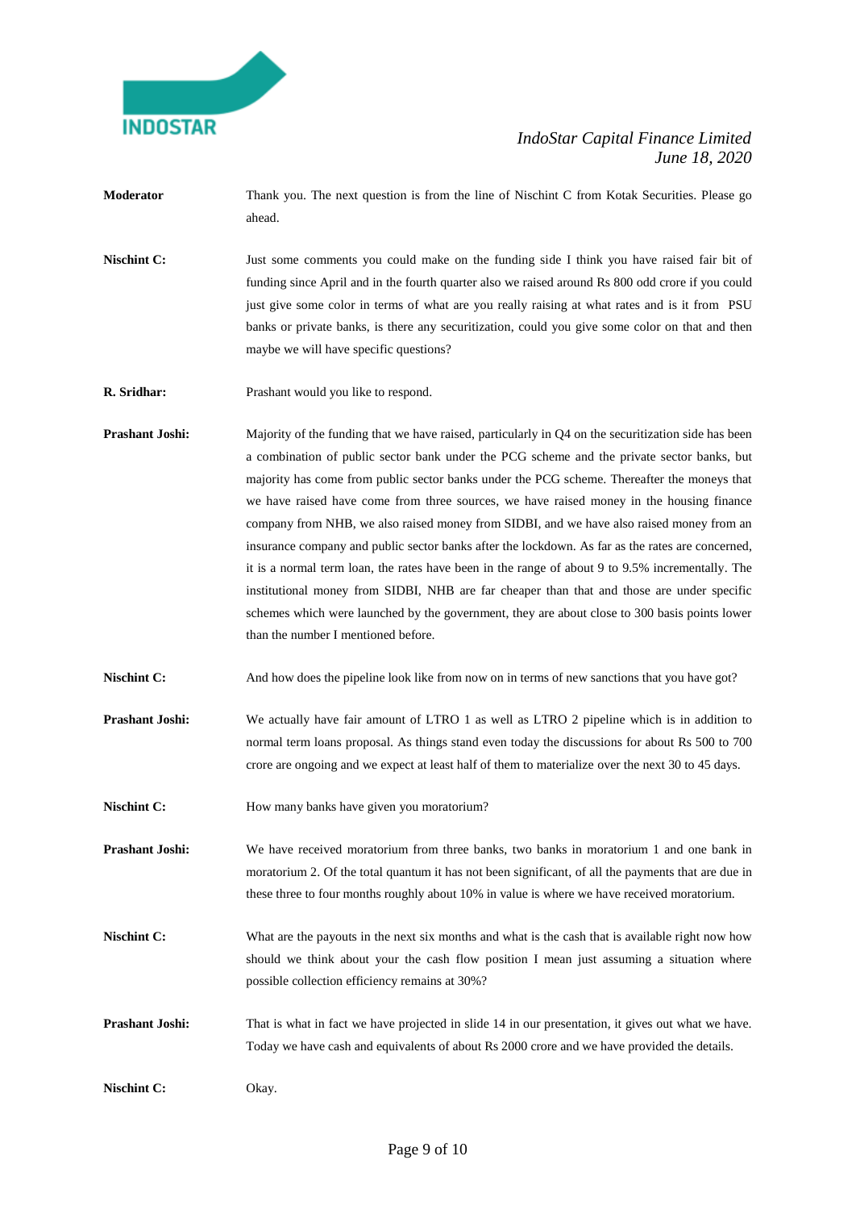**Moderator** Thank you. The next question is from the line of Nischint C from Kotak Securities. Please go ahead.

**Nischint C:** Just some comments you could make on the funding side I think you have raised fair bit of funding since April and in the fourth quarter also we raised around Rs 800 odd crore if you could just give some color in terms of what are you really raising at what rates and is it from PSU banks or private banks, is there any securitization, could you give some color on that and then maybe we will have specific questions?

**R. Sridhar:** Prashant would you like to respond.

**Prashant Joshi:** Majority of the funding that we have raised, particularly in Q4 on the securitization side has been a combination of public sector bank under the PCG scheme and the private sector banks, but majority has come from public sector banks under the PCG scheme. Thereafter the moneys that we have raised have come from three sources, we have raised money in the housing finance company from NHB, we also raised money from SIDBI, and we have also raised money from an insurance company and public sector banks after the lockdown. As far as the rates are concerned, it is a normal term loan, the rates have been in the range of about 9 to 9.5% incrementally. The institutional money from SIDBI, NHB are far cheaper than that and those are under specific schemes which were launched by the government, they are about close to 300 basis points lower than the number I mentioned before.

**Nischint C:** And how does the pipeline look like from now on in terms of new sanctions that you have got?

**Prashant Joshi:** We actually have fair amount of LTRO 1 as well as LTRO 2 pipeline which is in addition to normal term loans proposal. As things stand even today the discussions for about Rs 500 to 700 crore are ongoing and we expect at least half of them to materialize over the next 30 to 45 days.

**Nischint C:** How many banks have given you moratorium?

**Prashant Joshi:** We have received moratorium from three banks, two banks in moratorium 1 and one bank in moratorium 2. Of the total quantum it has not been significant, of all the payments that are due in these three to four months roughly about 10% in value is where we have received moratorium.

**Nischint C:** What are the payouts in the next six months and what is the cash that is available right now how should we think about your the cash flow position I mean just assuming a situation where possible collection efficiency remains at 30%?

**Prashant Joshi:** That is what in fact we have projected in slide 14 in our presentation, it gives out what we have. Today we have cash and equivalents of about Rs 2000 crore and we have provided the details.

**Nischint C:** Okay.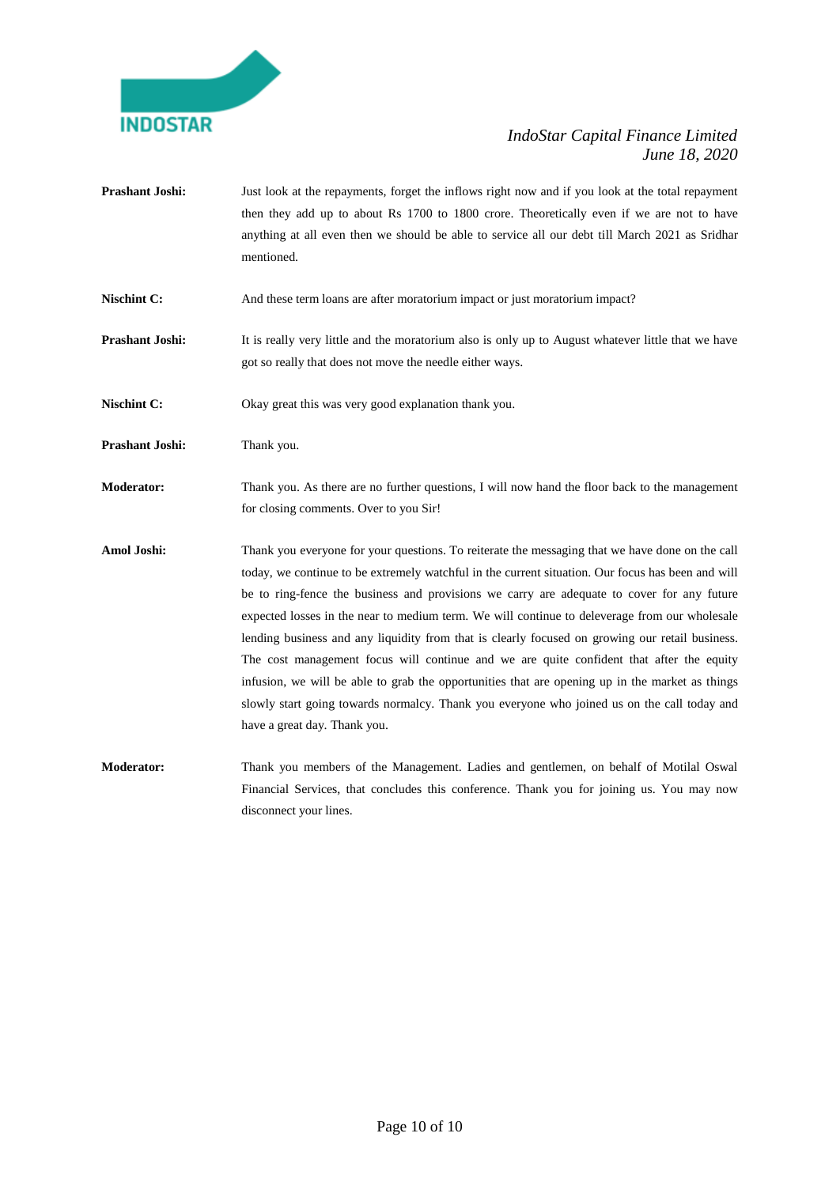**Prashant Joshi:** Just look at the repayments, forget the inflows right now and if you look at the total repayment then they add up to about Rs 1700 to 1800 crore. Theoretically even if we are not to have anything at all even then we should be able to service all our debt till March 2021 as Sridhar mentioned.

**Nischint C:** And these term loans are after moratorium impact or just moratorium impact?

**Prashant Joshi:** It is really very little and the moratorium also is only up to August whatever little that we have got so really that does not move the needle either ways.

**Nischint C:** Okay great this was very good explanation thank you.

**Prashant Joshi:** Thank you.

**Moderator:** Thank you. As there are no further questions, I will now hand the floor back to the management for closing comments. Over to you Sir!

**Amol Joshi:** Thank you everyone for your questions. To reiterate the messaging that we have done on the call today, we continue to be extremely watchful in the current situation. Our focus has been and will be to ring-fence the business and provisions we carry are adequate to cover for any future expected losses in the near to medium term. We will continue to deleverage from our wholesale lending business and any liquidity from that is clearly focused on growing our retail business. The cost management focus will continue and we are quite confident that after the equity infusion, we will be able to grab the opportunities that are opening up in the market as things slowly start going towards normalcy. Thank you everyone who joined us on the call today and have a great day. Thank you.

**Moderator:** Thank you members of the Management. Ladies and gentlemen, on behalf of Motilal Oswal Financial Services, that concludes this conference. Thank you for joining us. You may now disconnect your lines.